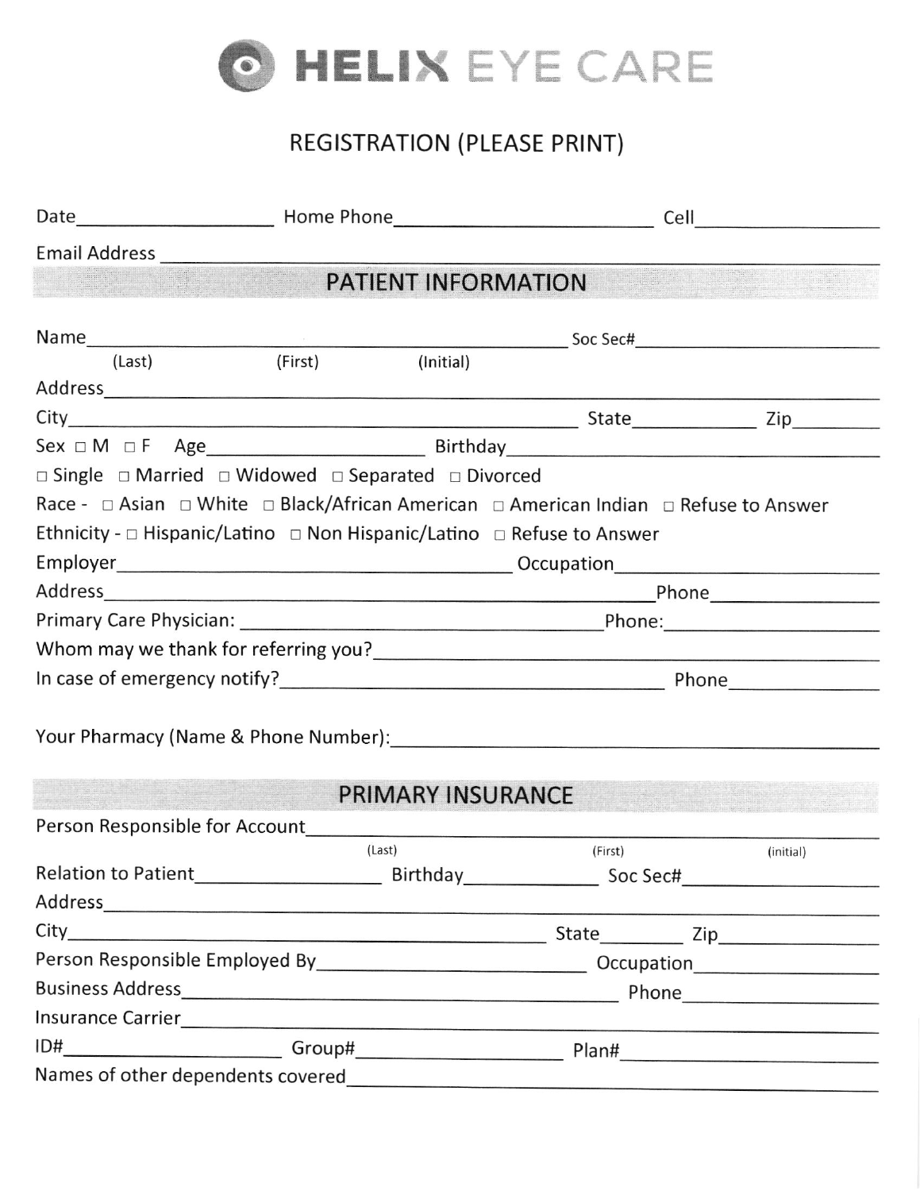# HELIX EYE CARE

## REGISTRATION (PLEASE PRINT)

Date\_\_\_\_\_\_\_\_\_\_\_\_\_\_\_\_\_\_ Home Phone\_\_\_\_\_\_\_\_\_\_\_\_\_\_\_\_\_\_\_\_\_\_\_\_ Cell\_\_\_\_\_\_\_\_\_\_\_\_\_\_\_\_

Email Address \_\_\_\_\_\_\_\_\_\_\_\_\_\_\_\_\_\_\_\_\_\_\_\_\_\_\_\_\_\_\_\_\_\_\_\_\_\_\_\_\_\_\_\_\_\_\_\_\_\_\_\_\_\_\_\_

## PATIENT INFORMATION

Name\_\_\_\_\_\_\_\_\_\_\_\_\_\_\_\_\_\_\_\_\_\_\_\_\_\_\_\_\_\_\_\_\_\_\_\_\_\_\_\_\_\_\_\_ Soc Sec#\_\_\_\_\_\_\_\_\_\_\_\_\_\_\_\_\_\_\_\_\_\_
(Last) (First) (Initial)

Address\_\_\_\_\_\_\_\_\_\_\_\_\_\_\_\_\_\_\_\_\_\_\_\_\_\_\_\_\_\_\_\_\_\_\_\_\_\_\_\_\_\_\_\_\_\_\_\_\_\_\_\_\_\_\_\_\_\_\_\_\_\_\_\_\_\_

City\_\_\_\_\_\_\_\_\_\_\_\_\_\_\_\_\_\_\_\_\_\_\_\_\_\_\_\_\_\_\_\_\_\_\_\_\_\_\_\_\_\_\_\_\_\_\_\_ State\_\_\_\_\_\_\_\_\_\_\_\_ Zip\_\_\_\_\_\_\_\_

Sex □ M □ F Age\_\_\_\_\_\_\_\_\_\_\_\_\_\_\_\_\_\_\_\_ Birthday\_\_\_\_\_\_\_\_\_\_\_\_\_\_\_\_\_\_\_\_\_\_\_\_\_\_\_\_\_\_\_\_\_\_\_\_

□ Single □ Married □ Widowed □ Separated □ Divorced

Race - □ Asian □ White □ Black/African American □ American Indian □ Refuse to Answer

Ethnicity - □ Hispanic/Latino □ Non Hispanic/Latino □ Refuse to Answer

Employer\_\_\_\_\_\_\_\_\_\_\_\_\_\_\_\_\_\_\_\_\_\_\_\_\_\_\_\_\_\_\_\_\_\_\_\_\_\_\_\_\_\_ Occupation\_\_\_\_\_\_\_\_\_\_\_\_\_\_\_\_\_\_\_\_\_\_\_\_\_\_

Address\_\_\_\_\_\_\_\_\_\_\_\_\_\_\_\_\_\_\_\_\_\_\_\_\_\_\_\_\_\_\_\_\_\_\_\_\_\_\_\_\_\_\_\_\_\_\_\_\_\_\_\_\_\_\_\_ Phone\_\_\_\_\_\_\_\_\_\_\_\_\_\_\_\_

Primary Care Physician: \_\_\_\_\_\_\_\_\_\_\_\_\_\_\_\_\_\_\_\_\_\_\_\_\_\_\_\_\_\_\_\_\_\_\_\_\_\_\_\_\_\_ Phone:\_\_\_\_\_\_\_\_\_\_\_\_\_\_\_\_\_\_\_

Whom may we thank for referring you?\_\_\_\_\_\_\_\_\_\_\_\_\_\_\_\_\_\_\_\_\_\_\_\_\_\_\_\_\_\_\_\_\_\_\_\_\_\_\_\_\_\_\_\_\_\_\_\_

In case of emergency notify?\_\_\_\_\_\_\_\_\_\_\_\_\_\_\_\_\_\_\_\_\_\_\_\_\_\_\_\_\_\_\_\_\_\_\_\_\_\_\_\_\_\_ Phone\_\_\_\_\_\_\_\_\_\_\_\_\_\_

Your Pharmacy (Name & Phone Number):\_\_\_\_\_\_\_\_\_\_\_\_\_\_\_\_\_\_\_\_\_\_\_\_\_\_\_\_\_\_\_\_\_\_\_\_\_\_\_\_\_\_\_\_\_\_\_\_

## PRIMARY INSURANCE

Person Responsible for Account\_\_\_\_\_\_\_\_\_\_\_\_\_\_\_\_\_\_\_\_\_\_\_\_\_\_\_\_\_\_\_\_\_\_\_\_\_\_\_\_\_\_\_\_\_\_\_\_\_\_\_\_\_\_
(Last) (First) (initial)

Relation to Patient\_\_\_\_\_\_\_\_\_\_\_\_\_\_\_\_\_ Birthday\_\_\_\_\_\_\_\_\_\_\_\_\_ Soc Sec#\_\_\_\_\_\_\_\_\_\_\_\_\_\_\_\_\_\_\_

Address\_\_\_\_\_\_\_\_\_\_\_\_\_\_\_\_\_\_\_\_\_\_\_\_\_\_\_\_\_\_\_\_\_\_\_\_\_\_\_\_\_\_\_\_\_\_\_\_\_\_\_\_\_\_\_\_\_\_\_\_\_\_\_\_\_\_

City\_\_\_\_\_\_\_\_\_\_\_\_\_\_\_\_\_\_\_\_\_\_\_\_\_\_\_\_\_\_\_\_\_\_\_\_\_\_\_\_\_\_\_\_\_\_ State\_\_\_\_\_\_\_\_ Zip\_\_\_\_\_\_\_\_\_\_\_\_\_\_\_

Person Responsible Employed By\_\_\_\_\_\_\_\_\_\_\_\_\_\_\_\_\_\_\_\_\_\_\_\_\_\_\_\_\_ Occupation\_\_\_\_\_\_\_\_\_\_\_\_\_\_\_\_\_\_

Business Address\_\_\_\_\_\_\_\_\_\_\_\_\_\_\_\_\_\_\_\_\_\_\_\_\_\_\_\_\_\_\_\_\_\_\_\_\_\_\_\_\_\_\_\_\_\_ Phone\_\_\_\_\_\_\_\_\_\_\_\_\_\_\_\_\_\_\_

Insurance Carrier\_\_\_\_\_\_\_\_\_\_\_\_\_\_\_\_\_\_\_\_\_\_\_\_\_\_\_\_\_\_\_\_\_\_\_\_\_\_\_\_\_\_\_\_\_\_\_\_\_\_\_\_\_\_\_\_\_\_\_\_\_

ID#\_\_\_\_\_\_\_\_\_\_\_\_\_\_\_\_\_\_\_\_\_\_\_ Group#\_\_\_\_\_\_\_\_\_\_\_\_\_\_\_\_\_\_\_\_\_\_ Plan#\_\_\_\_\_\_\_\_\_\_\_\_\_\_\_\_\_\_\_\_\_\_\_\_\_\_\_

Names of other dependents covered\_\_\_\_\_\_\_\_\_\_\_\_\_\_\_\_\_\_\_\_\_\_\_\_\_\_\_\_\_\_\_\_\_\_\_\_\_\_\_\_\_\_\_\_\_\_\_\_\_\_\_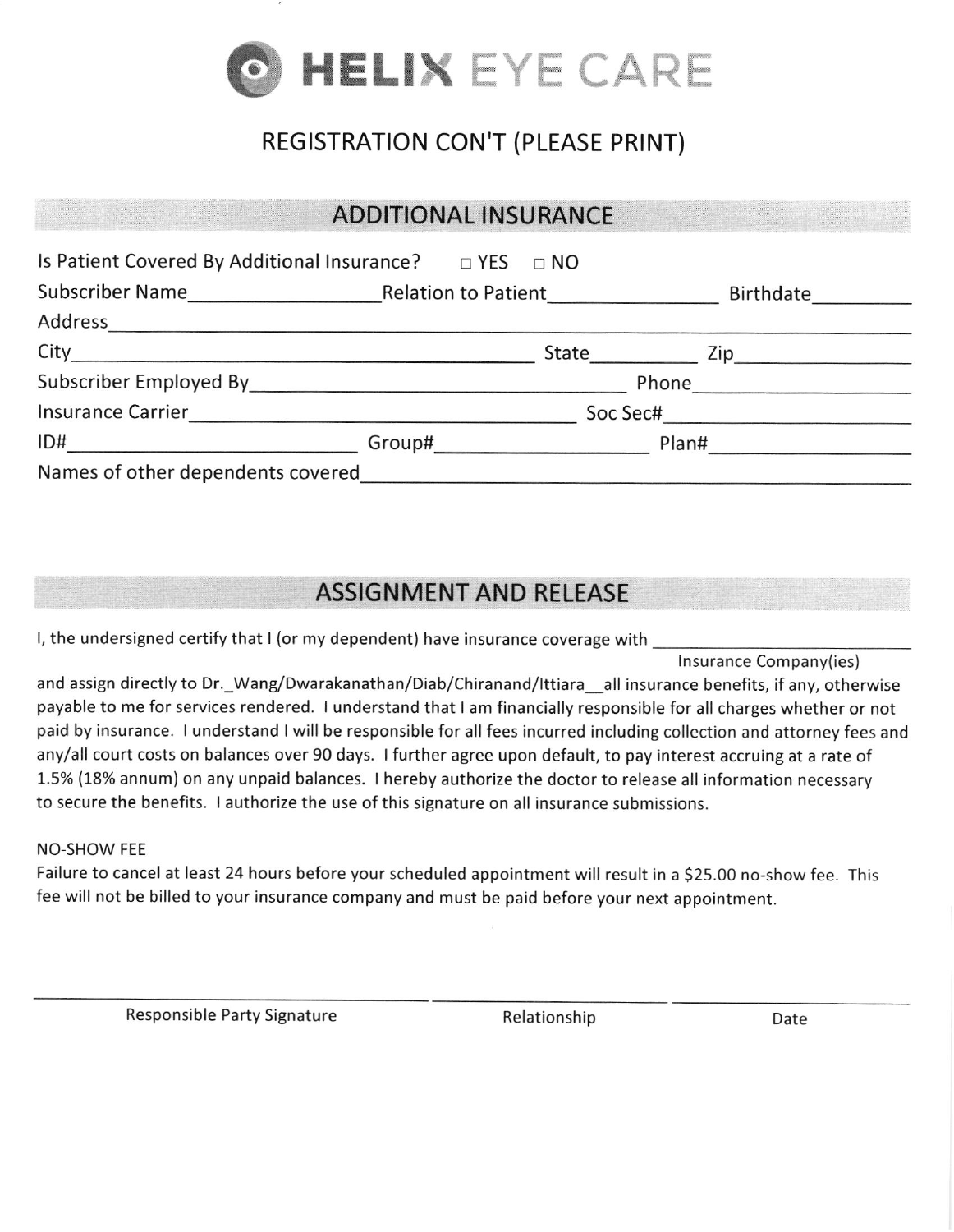# HELIX EYE CARE

## REGISTRATION CON'T (PLEASE PRINT)

### ADDITIONAL INSURANCE

Is Patient Covered By Additional Insurance? □ YES □ NO

Subscriber Name__________________ Relation to Patient________________ Birthdate_________

Address______________________________________________________________

City________________________________________ State__________ Zip________________

Subscriber Employed By____________________________________ Phone____________________

Insurance Carrier________________________________________ Soc Sec#______________________

ID#____________________________ Group#____________________ Plan#__________________

Names of other dependents covered____________________________________________________

### ASSIGNMENT AND RELEASE

I, the undersigned certify that I (or my dependent) have insurance coverage with ___________________________
Insurance Company(ies)

and assign directly to Dr._Wang/Dwarakanathan/Diab/Chiranand/Ittiara__all insurance benefits, if any, otherwise payable to me for services rendered. I understand that I am financially responsible for all charges whether or not paid by insurance. I understand I will be responsible for all fees incurred including collection and attorney fees and any/all court costs on balances over 90 days. I further agree upon default, to pay interest accruing at a rate of 1.5% (18% annum) on any unpaid balances. I hereby authorize the doctor to release all information necessary to secure the benefits. I authorize the use of this signature on all insurance submissions.

NO-SHOW FEE

Failure to cancel at least 24 hours before your scheduled appointment will result in a $25.00 no-show fee. This fee will not be billed to your insurance company and must be paid before your next appointment.

______________________________ ______________________ ______________________

Responsible Party Signature Relationship Date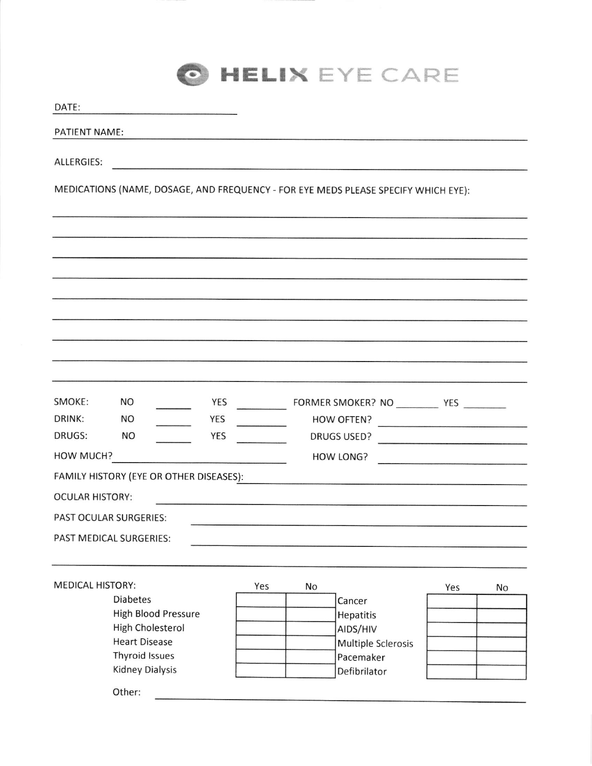# HELIX EYE CARE

DATE: ____________________

PATIENT NAME: ____________________

ALLERGIES: ____________________

MEDICATIONS (NAME, DOSAGE, AND FREQUENCY - FOR EYE MEDS PLEASE SPECIFY WHICH EYE):

____________________

____________________

____________________

____________________

____________________

____________________

____________________

____________________

____________________

SMOKE: NO ______ YES ______ FORMER SMOKER? NO ______ YES ______

DRINK: NO ______ YES ______ HOW OFTEN? ____________________

DRUGS: NO ______ YES ______ DRUGS USED? ____________________

HOW MUCH? ____________________ HOW LONG? ____________________

FAMILY HISTORY (EYE OR OTHER DISEASES): ____________________

OCULAR HISTORY: ____________________

PAST OCULAR SURGERIES: ____________________

PAST MEDICAL SURGERIES: ____________________

____________________

MEDICAL HISTORY:

| | Yes | No | | Yes | No |
|---|---|---|---|---|---|
| Diabetes | | | Cancer | | |
| High Blood Pressure | | | Hepatitis | | |
| High Cholesterol | | | AIDS/HIV | | |
| Heart Disease | | | Multiple Sclerosis | | |
| Thyroid Issues | | | Pacemaker | | |
| Kidney Dialysis | | | Defibrilator | | |

Other: ____________________